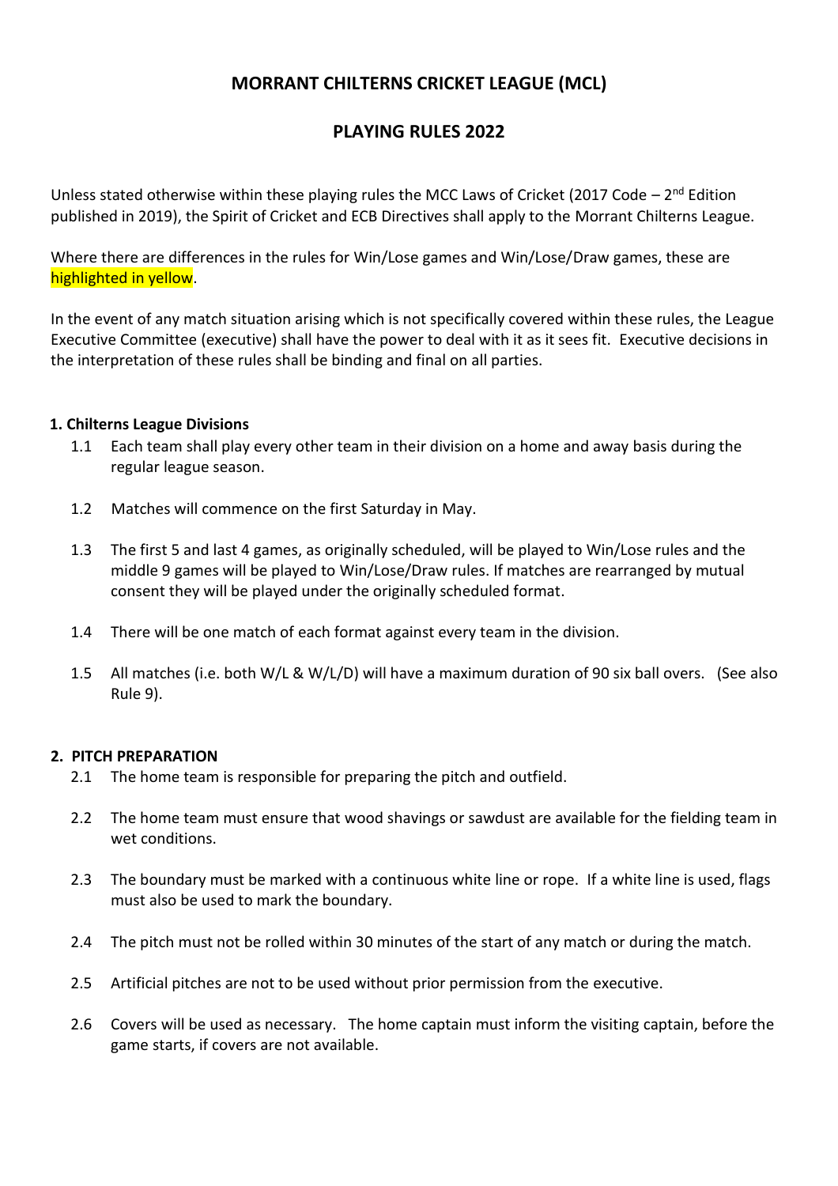# MORRANT CHILTERNS CRICKET LEAGUE (MCL)

## PLAYING RULES 2022

Unless stated otherwise within these playing rules the MCC Laws of Cricket (2017 Code – 2nd Edition published in 2019), the Spirit of Cricket and ECB Directives shall apply to the Morrant Chilterns League.

Where there are differences in the rules for Win/Lose games and Win/Lose/Draw games, these are highlighted in yellow.

In the event of any match situation arising which is not specifically covered within these rules, the League Executive Committee (executive) shall have the power to deal with it as it sees fit. Executive decisions in the interpretation of these rules shall be binding and final on all parties.

### 1. Chilterns League Divisions

1.1 Each team shall play every other team in their division on a home and away basis during the regular league season.

1.2 Matches will commence on the first Saturday in May.

1.3 The first 5 and last 4 games, as originally scheduled, will be played to Win/Lose rules and the middle 9 games will be played to Win/Lose/Draw rules. If matches are rearranged by mutual consent they will be played under the originally scheduled format.

1.4 There will be one match of each format against every team in the division.

1.5 All matches (i.e. both W/L & W/L/D) will have a maximum duration of 90 six ball overs. (See also Rule 9).

### 2. PITCH PREPARATION

2.1 The home team is responsible for preparing the pitch and outfield.

2.2 The home team must ensure that wood shavings or sawdust are available for the fielding team in wet conditions.

2.3 The boundary must be marked with a continuous white line or rope. If a white line is used, flags must also be used to mark the boundary.

2.4 The pitch must not be rolled within 30 minutes of the start of any match or during the match.

2.5 Artificial pitches are not to be used without prior permission from the executive.

2.6 Covers will be used as necessary. The home captain must inform the visiting captain, before the game starts, if covers are not available.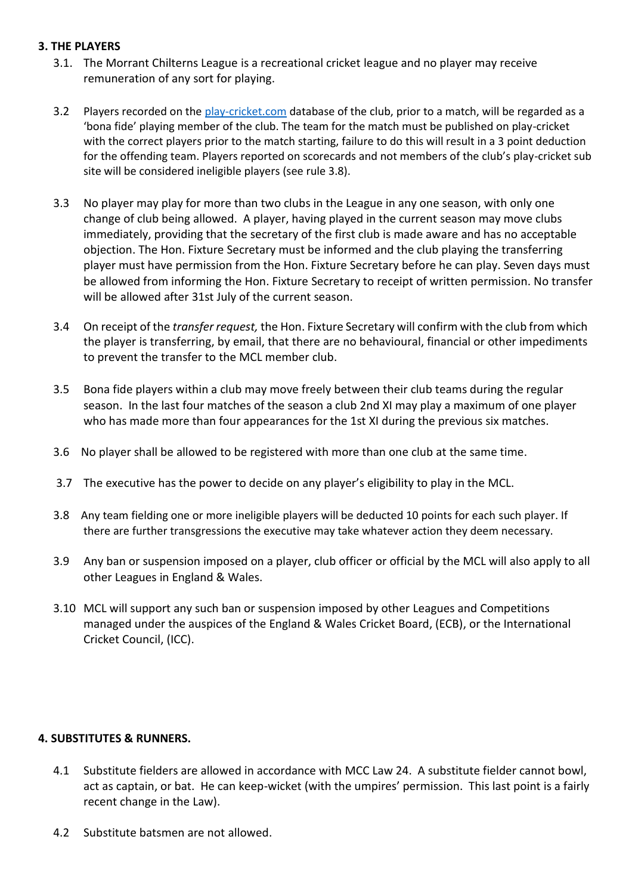## 3. THE PLAYERS

3.1. The Morrant Chilterns League is a recreational cricket league and no player may receive remuneration of any sort for playing.

3.2 Players recorded on the [play-cricket.com](play-cricket.com) database of the club, prior to a match, will be regarded as a 'bona fide' playing member of the club. The team for the match must be published on play-cricket with the correct players prior to the match starting, failure to do this will result in a 3 point deduction for the offending team. Players reported on scorecards and not members of the club's play-cricket sub site will be considered ineligible players (see rule 3.8).

3.3 No player may play for more than two clubs in the League in any one season, with only one change of club being allowed. A player, having played in the current season may move clubs immediately, providing that the secretary of the first club is made aware and has no acceptable objection. The Hon. Fixture Secretary must be informed and the club playing the transferring player must have permission from the Hon. Fixture Secretary before he can play. Seven days must be allowed from informing the Hon. Fixture Secretary to receipt of written permission. No transfer will be allowed after 31st July of the current season.

3.4 On receipt of the *transfer request,* the Hon. Fixture Secretary will confirm with the club from which the player is transferring, by email, that there are no behavioural, financial or other impediments to prevent the transfer to the MCL member club.

3.5 Bona fide players within a club may move freely between their club teams during the regular season. In the last four matches of the season a club 2nd XI may play a maximum of one player who has made more than four appearances for the 1st XI during the previous six matches.

3.6 No player shall be allowed to be registered with more than one club at the same time.

3.7 The executive has the power to decide on any player's eligibility to play in the MCL.

3.8 Any team fielding one or more ineligible players will be deducted 10 points for each such player. If there are further transgressions the executive may take whatever action they deem necessary.

3.9 Any ban or suspension imposed on a player, club officer or official by the MCL will also apply to all other Leagues in England & Wales.

3.10 MCL will support any such ban or suspension imposed by other Leagues and Competitions managed under the auspices of the England & Wales Cricket Board, (ECB), or the International Cricket Council, (ICC).

## 4. SUBSTITUTES & RUNNERS.

4.1 Substitute fielders are allowed in accordance with MCC Law 24. A substitute fielder cannot bowl, act as captain, or bat. He can keep-wicket (with the umpires' permission. This last point is a fairly recent change in the Law).

4.2 Substitute batsmen are not allowed.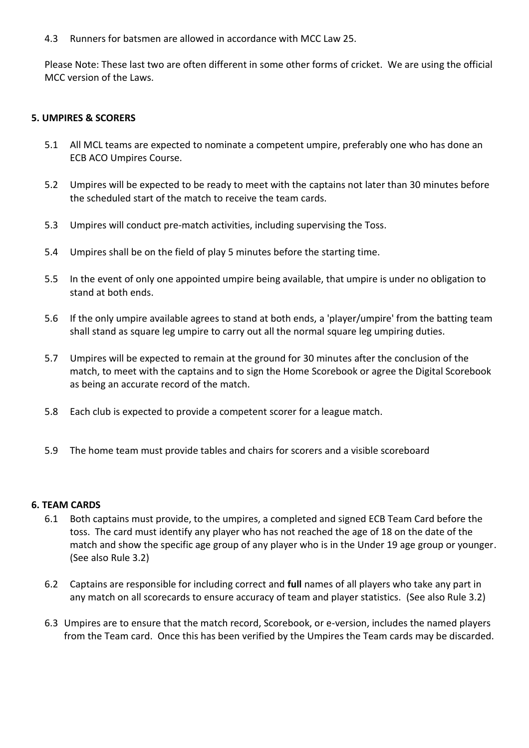4.3 Runners for batsmen are allowed in accordance with MCC Law 25.

Please Note: These last two are often different in some other forms of cricket. We are using the official MCC version of the Laws.

## 5. UMPIRES & SCORERS

5.1 All MCL teams are expected to nominate a competent umpire, preferably one who has done an ECB ACO Umpires Course.

5.2 Umpires will be expected to be ready to meet with the captains not later than 30 minutes before the scheduled start of the match to receive the team cards.

5.3 Umpires will conduct pre-match activities, including supervising the Toss.

5.4 Umpires shall be on the field of play 5 minutes before the starting time.

5.5 In the event of only one appointed umpire being available, that umpire is under no obligation to stand at both ends.

5.6 If the only umpire available agrees to stand at both ends, a 'player/umpire' from the batting team shall stand as square leg umpire to carry out all the normal square leg umpiring duties.

5.7 Umpires will be expected to remain at the ground for 30 minutes after the conclusion of the match, to meet with the captains and to sign the Home Scorebook or agree the Digital Scorebook as being an accurate record of the match.

5.8 Each club is expected to provide a competent scorer for a league match.

5.9 The home team must provide tables and chairs for scorers and a visible scoreboard

## 6. TEAM CARDS

6.1 Both captains must provide, to the umpires, a completed and signed ECB Team Card before the toss. The card must identify any player who has not reached the age of 18 on the date of the match and show the specific age group of any player who is in the Under 19 age group or younger. (See also Rule 3.2)

6.2 Captains are responsible for including correct and **full** names of all players who take any part in any match on all scorecards to ensure accuracy of team and player statistics. (See also Rule 3.2)

6.3 Umpires are to ensure that the match record, Scorebook, or e-version, includes the named players from the Team card. Once this has been verified by the Umpires the Team cards may be discarded.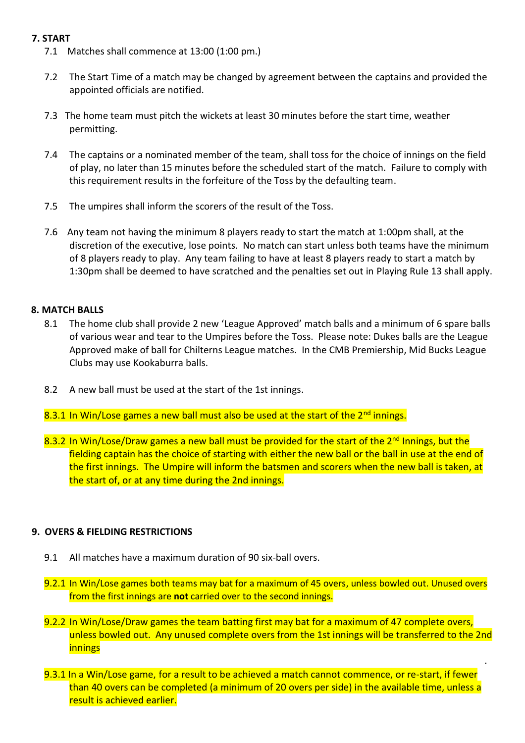**7. START**

7.1 Matches shall commence at 13:00 (1:00 pm.)

7.2 The Start Time of a match may be changed by agreement between the captains and provided the appointed officials are notified.

7.3 The home team must pitch the wickets at least 30 minutes before the start time, weather permitting.

7.4 The captains or a nominated member of the team, shall toss for the choice of innings on the field of play, no later than 15 minutes before the scheduled start of the match. Failure to comply with this requirement results in the forfeiture of the Toss by the defaulting team.

7.5 The umpires shall inform the scorers of the result of the Toss.

7.6 Any team not having the minimum 8 players ready to start the match at 1:00pm shall, at the discretion of the executive, lose points. No match can start unless both teams have the minimum of 8 players ready to play. Any team failing to have at least 8 players ready to start a match by 1:30pm shall be deemed to have scratched and the penalties set out in Playing Rule 13 shall apply.

**8. MATCH BALLS**

8.1 The home club shall provide 2 new 'League Approved' match balls and a minimum of 6 spare balls of various wear and tear to the Umpires before the Toss. Please note: Dukes balls are the League Approved make of ball for Chilterns League matches. In the CMB Premiership, Mid Bucks League Clubs may use Kookaburra balls.

8.2 A new ball must be used at the start of the 1st innings.

8.3.1 In Win/Lose games a new ball must also be used at the start of the 2nd innings.

8.3.2 In Win/Lose/Draw games a new ball must be provided for the start of the 2nd Innings, but the fielding captain has the choice of starting with either the new ball or the ball in use at the end of the first innings. The Umpire will inform the batsmen and scorers when the new ball is taken, at the start of, or at any time during the 2nd innings.

**9. OVERS & FIELDING RESTRICTIONS**

9.1 All matches have a maximum duration of 90 six-ball overs.

9.2.1 In Win/Lose games both teams may bat for a maximum of 45 overs, unless bowled out. Unused overs from the first innings are **not** carried over to the second innings.

9.2.2 In Win/Lose/Draw games the team batting first may bat for a maximum of 47 complete overs, unless bowled out. Any unused complete overs from the 1st innings will be transferred to the 2nd innings

9.3.1 In a Win/Lose game, for a result to be achieved a match cannot commence, or re-start, if fewer than 40 overs can be completed (a minimum of 20 overs per side) in the available time, unless a result is achieved earlier.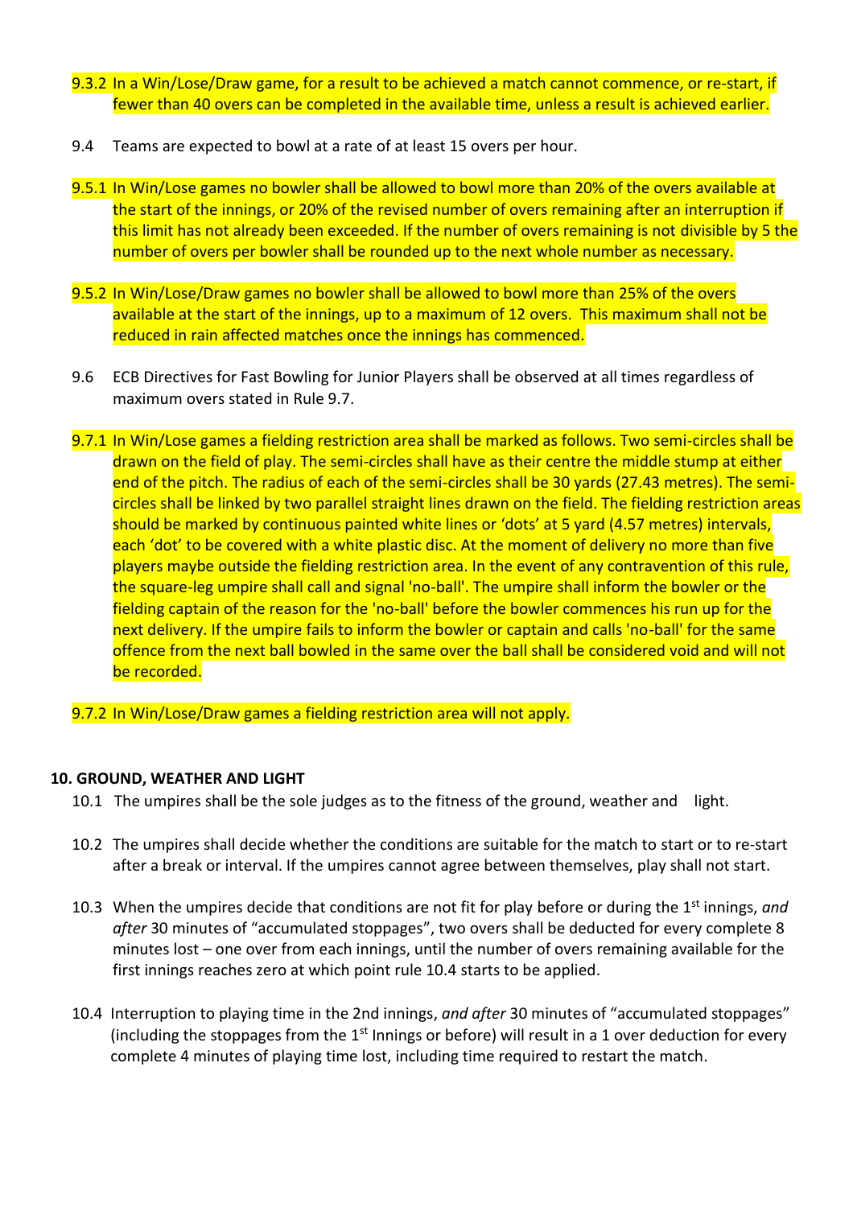9.3.2 In a Win/Lose/Draw game, for a result to be achieved a match cannot commence, or re-start, if fewer than 40 overs can be completed in the available time, unless a result is achieved earlier.

9.4 Teams are expected to bowl at a rate of at least 15 overs per hour.

9.5.1 In Win/Lose games no bowler shall be allowed to bowl more than 20% of the overs available at the start of the innings, or 20% of the revised number of overs remaining after an interruption if this limit has not already been exceeded. If the number of overs remaining is not divisible by 5 the number of overs per bowler shall be rounded up to the next whole number as necessary.

9.5.2 In Win/Lose/Draw games no bowler shall be allowed to bowl more than 25% of the overs available at the start of the innings, up to a maximum of 12 overs. This maximum shall not be reduced in rain affected matches once the innings has commenced.

9.6 ECB Directives for Fast Bowling for Junior Players shall be observed at all times regardless of maximum overs stated in Rule 9.7.

9.7.1 In Win/Lose games a fielding restriction area shall be marked as follows. Two semi-circles shall be drawn on the field of play. The semi-circles shall have as their centre the middle stump at either end of the pitch. The radius of each of the semi-circles shall be 30 yards (27.43 metres). The semi-circles shall be linked by two parallel straight lines drawn on the field. The fielding restriction areas should be marked by continuous painted white lines or 'dots' at 5 yard (4.57 metres) intervals, each 'dot' to be covered with a white plastic disc. At the moment of delivery no more than five players maybe outside the fielding restriction area. In the event of any contravention of this rule, the square-leg umpire shall call and signal 'no-ball'. The umpire shall inform the bowler or the fielding captain of the reason for the 'no-ball' before the bowler commences his run up for the next delivery. If the umpire fails to inform the bowler or captain and calls 'no-ball' for the same offence from the next ball bowled in the same over the ball shall be considered void and will not be recorded.

9.7.2 In Win/Lose/Draw games a fielding restriction area will not apply.

## 10. GROUND, WEATHER AND LIGHT

10.1 The umpires shall be the sole judges as to the fitness of the ground, weather and light.

10.2 The umpires shall decide whether the conditions are suitable for the match to start or to re-start after a break or interval. If the umpires cannot agree between themselves, play shall not start.

10.3 When the umpires decide that conditions are not fit for play before or during the 1st innings, *and after* 30 minutes of "accumulated stoppages", two overs shall be deducted for every complete 8 minutes lost – one over from each innings, until the number of overs remaining available for the first innings reaches zero at which point rule 10.4 starts to be applied.

10.4 Interruption to playing time in the 2nd innings, *and after* 30 minutes of "accumulated stoppages" (including the stoppages from the 1st Innings or before) will result in a 1 over deduction for every complete 4 minutes of playing time lost, including time required to restart the match.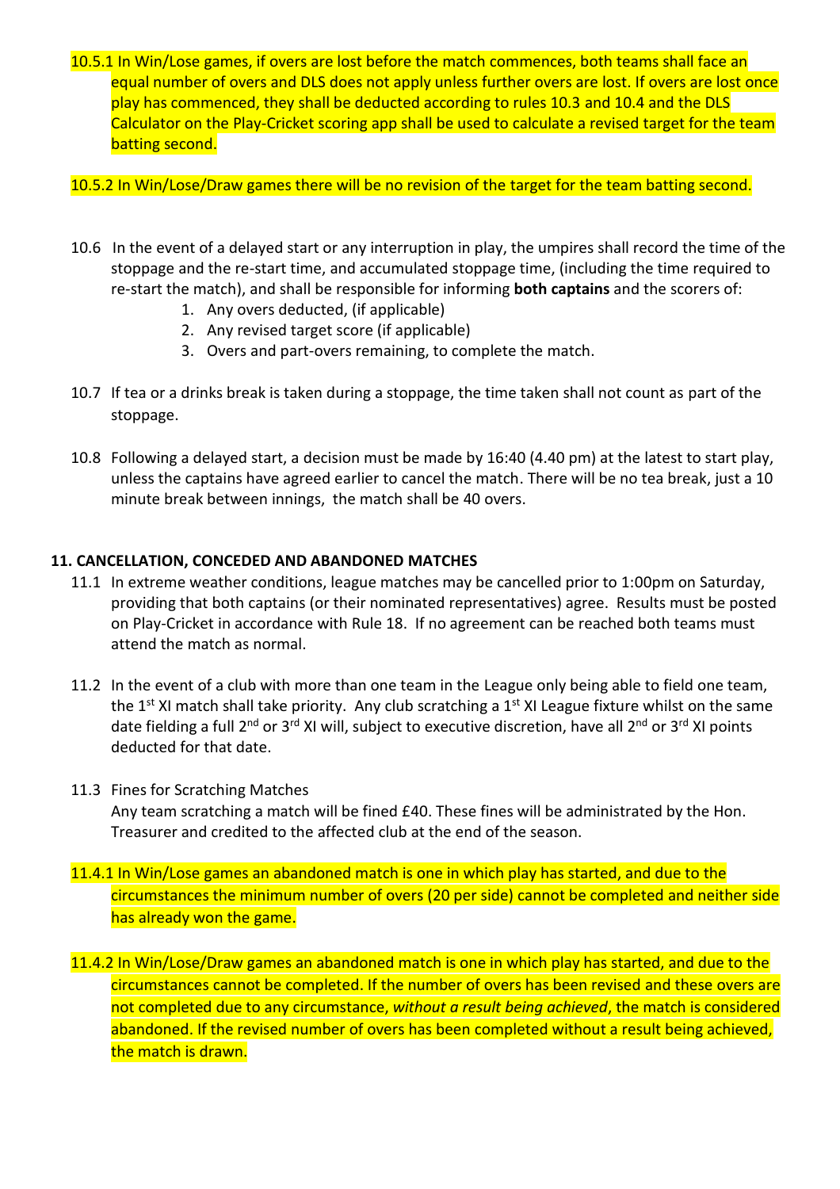10.5.1 In Win/Lose games, if overs are lost before the match commences, both teams shall face an equal number of overs and DLS does not apply unless further overs are lost. If overs are lost once play has commenced, they shall be deducted according to rules 10.3 and 10.4 and the DLS Calculator on the Play-Cricket scoring app shall be used to calculate a revised target for the team batting second.

10.5.2 In Win/Lose/Draw games there will be no revision of the target for the team batting second.

10.6 In the event of a delayed start or any interruption in play, the umpires shall record the time of the stoppage and the re-start time, and accumulated stoppage time, (including the time required to re-start the match), and shall be responsible for informing **both captains** and the scorers of:

1. Any overs deducted, (if applicable)
2. Any revised target score (if applicable)
3. Overs and part-overs remaining, to complete the match.

10.7 If tea or a drinks break is taken during a stoppage, the time taken shall not count as part of the stoppage.

10.8 Following a delayed start, a decision must be made by 16:40 (4.40 pm) at the latest to start play, unless the captains have agreed earlier to cancel the match. There will be no tea break, just a 10 minute break between innings, the match shall be 40 overs.

**11. CANCELLATION, CONCEDED AND ABANDONED MATCHES**

11.1 In extreme weather conditions, league matches may be cancelled prior to 1:00pm on Saturday, providing that both captains (or their nominated representatives) agree. Results must be posted on Play-Cricket in accordance with Rule 18. If no agreement can be reached both teams must attend the match as normal.

11.2 In the event of a club with more than one team in the League only being able to field one team, the 1st XI match shall take priority. Any club scratching a 1st XI League fixture whilst on the same date fielding a full 2nd or 3rd XI will, subject to executive discretion, have all 2nd or 3rd XI points deducted for that date.

11.3 Fines for Scratching Matches
Any team scratching a match will be fined £40. These fines will be administrated by the Hon. Treasurer and credited to the affected club at the end of the season.

11.4.1 In Win/Lose games an abandoned match is one in which play has started, and due to the circumstances the minimum number of overs (20 per side) cannot be completed and neither side has already won the game.

11.4.2 In Win/Lose/Draw games an abandoned match is one in which play has started, and due to the circumstances cannot be completed. If the number of overs has been revised and these overs are not completed due to any circumstance, *without a result being achieved*, the match is considered abandoned. If the revised number of overs has been completed without a result being achieved, the match is drawn.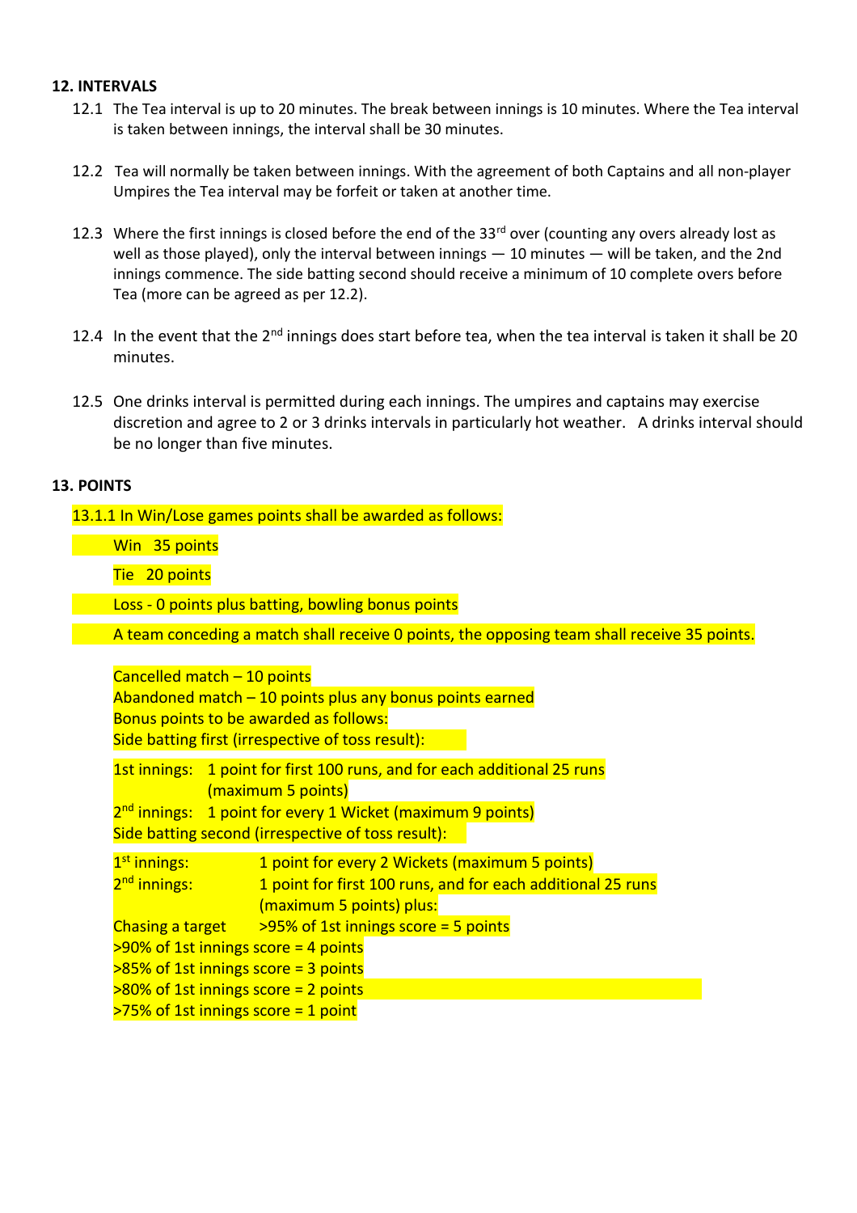## 12. INTERVALS

12.1 The Tea interval is up to 20 minutes. The break between innings is 10 minutes. Where the Tea interval is taken between innings, the interval shall be 30 minutes.

12.2 Tea will normally be taken between innings. With the agreement of both Captains and all non-player Umpires the Tea interval may be forfeit or taken at another time.

12.3 Where the first innings is closed before the end of the 33rd over (counting any overs already lost as well as those played), only the interval between innings — 10 minutes — will be taken, and the 2nd innings commence. The side batting second should receive a minimum of 10 complete overs before Tea (more can be agreed as per 12.2).

12.4 In the event that the 2nd innings does start before tea, when the tea interval is taken it shall be 20 minutes.

12.5 One drinks interval is permitted during each innings. The umpires and captains may exercise discretion and agree to 2 or 3 drinks intervals in particularly hot weather. A drinks interval should be no longer than five minutes.

## 13. POINTS

13.1.1 In Win/Lose games points shall be awarded as follows:

Win 35 points

Tie 20 points

Loss - 0 points plus batting, bowling bonus points

A team conceding a match shall receive 0 points, the opposing team shall receive 35 points.

Cancelled match – 10 points
Abandoned match – 10 points plus any bonus points earned
Bonus points to be awarded as follows:
Side batting first (irrespective of toss result):

1st innings: 1 point for first 100 runs, and for each additional 25 runs (maximum 5 points)
2nd innings: 1 point for every 1 Wicket (maximum 9 points)
Side batting second (irrespective of toss result):

1st innings: 1 point for every 2 Wickets (maximum 5 points)
2nd innings: 1 point for first 100 runs, and for each additional 25 runs (maximum 5 points) plus:
Chasing a target >95% of 1st innings score = 5 points
>90% of 1st innings score = 4 points
>85% of 1st innings score = 3 points
>80% of 1st innings score = 2 points
>75% of 1st innings score = 1 point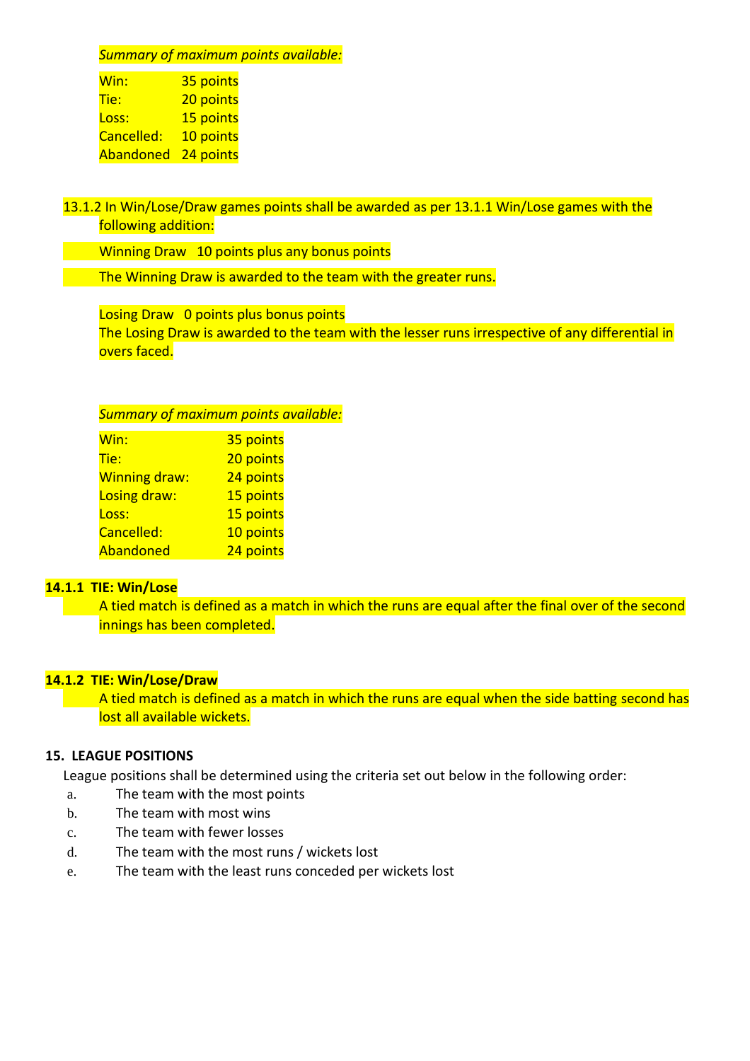*Summary of maximum points available:*

| | |
|---|---|
| Win: | 35 points |
| Tie: | 20 points |
| Loss: | 15 points |
| Cancelled: | 10 points |
| Abandoned | 24 points |

13.1.2 In Win/Lose/Draw games points shall be awarded as per 13.1.1 Win/Lose games with the following addition:

Winning Draw 10 points plus any bonus points

The Winning Draw is awarded to the team with the greater runs.

Losing Draw 0 points plus bonus points
The Losing Draw is awarded to the team with the lesser runs irrespective of any differential in overs faced.

*Summary of maximum points available:*

| | |
|---|---|
| Win: | 35 points |
| Tie: | 20 points |
| Winning draw: | 24 points |
| Losing draw: | 15 points |
| Loss: | 15 points |
| Cancelled: | 10 points |
| Abandoned | 24 points |

**14.1.1 TIE: Win/Lose**

A tied match is defined as a match in which the runs are equal after the final over of the second innings has been completed.

**14.1.2 TIE: Win/Lose/Draw**

A tied match is defined as a match in which the runs are equal when the side batting second has lost all available wickets.

## 15. LEAGUE POSITIONS

League positions shall be determined using the criteria set out below in the following order:

a. The team with the most points
b. The team with most wins
c. The team with fewer losses
d. The team with the most runs / wickets lost
e. The team with the least runs conceded per wickets lost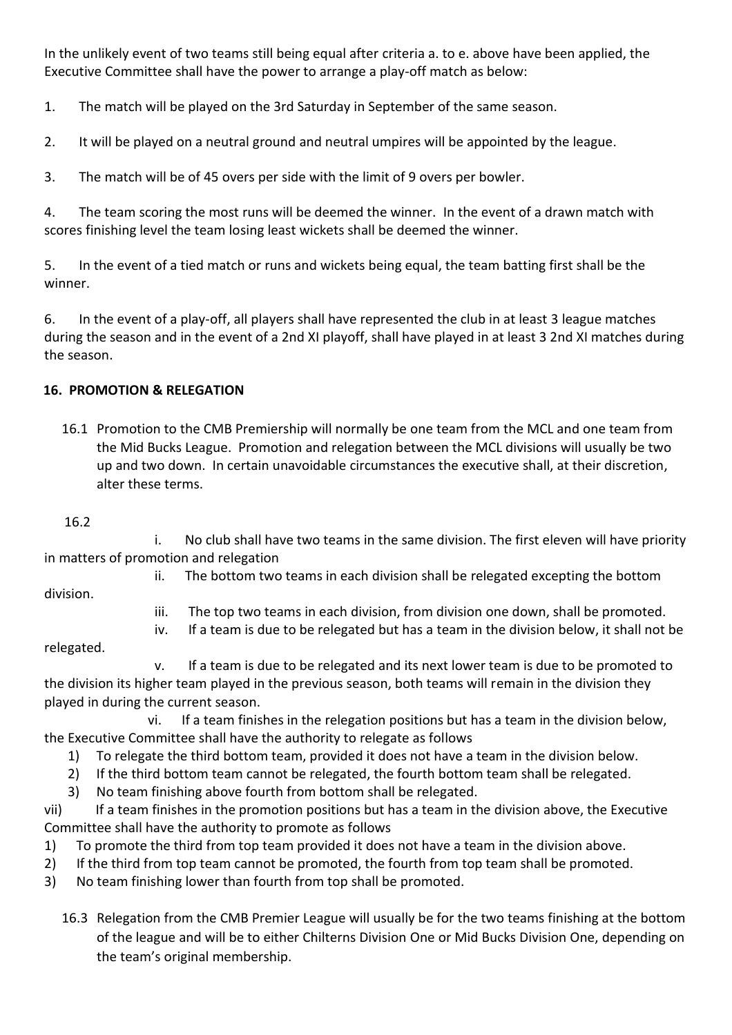In the unlikely event of two teams still being equal after criteria a. to e. above have been applied, the Executive Committee shall have the power to arrange a play-off match as below:

1. The match will be played on the 3rd Saturday in September of the same season.

2. It will be played on a neutral ground and neutral umpires will be appointed by the league.

3. The match will be of 45 overs per side with the limit of 9 overs per bowler.

4. The team scoring the most runs will be deemed the winner. In the event of a drawn match with scores finishing level the team losing least wickets shall be deemed the winner.

5. In the event of a tied match or runs and wickets being equal, the team batting first shall be the winner.

6. In the event of a play-off, all players shall have represented the club in at least 3 league matches during the season and in the event of a 2nd XI playoff, shall have played in at least 3 2nd XI matches during the season.

## 16. PROMOTION & RELEGATION

16.1 Promotion to the CMB Premiership will normally be one team from the MCL and one team from the Mid Bucks League. Promotion and relegation between the MCL divisions will usually be two up and two down. In certain unavoidable circumstances the executive shall, at their discretion, alter these terms.

16.2

i. No club shall have two teams in the same division. The first eleven will have priority in matters of promotion and relegation

ii. The bottom two teams in each division shall be relegated excepting the bottom division.

iii. The top two teams in each division, from division one down, shall be promoted.

iv. If a team is due to be relegated but has a team in the division below, it shall not be relegated.

v. If a team is due to be relegated and its next lower team is due to be promoted to the division its higher team played in the previous season, both teams will remain in the division they played in during the current season.

vi. If a team finishes in the relegation positions but has a team in the division below, the Executive Committee shall have the authority to relegate as follows

1) To relegate the third bottom team, provided it does not have a team in the division below.
2) If the third bottom team cannot be relegated, the fourth bottom team shall be relegated.
3) No team finishing above fourth from bottom shall be relegated.

vii) If a team finishes in the promotion positions but has a team in the division above, the Executive Committee shall have the authority to promote as follows

1) To promote the third from top team provided it does not have a team in the division above.
2) If the third from top team cannot be promoted, the fourth from top team shall be promoted.
3) No team finishing lower than fourth from top shall be promoted.

16.3 Relegation from the CMB Premier League will usually be for the two teams finishing at the bottom of the league and will be to either Chilterns Division One or Mid Bucks Division One, depending on the team's original membership.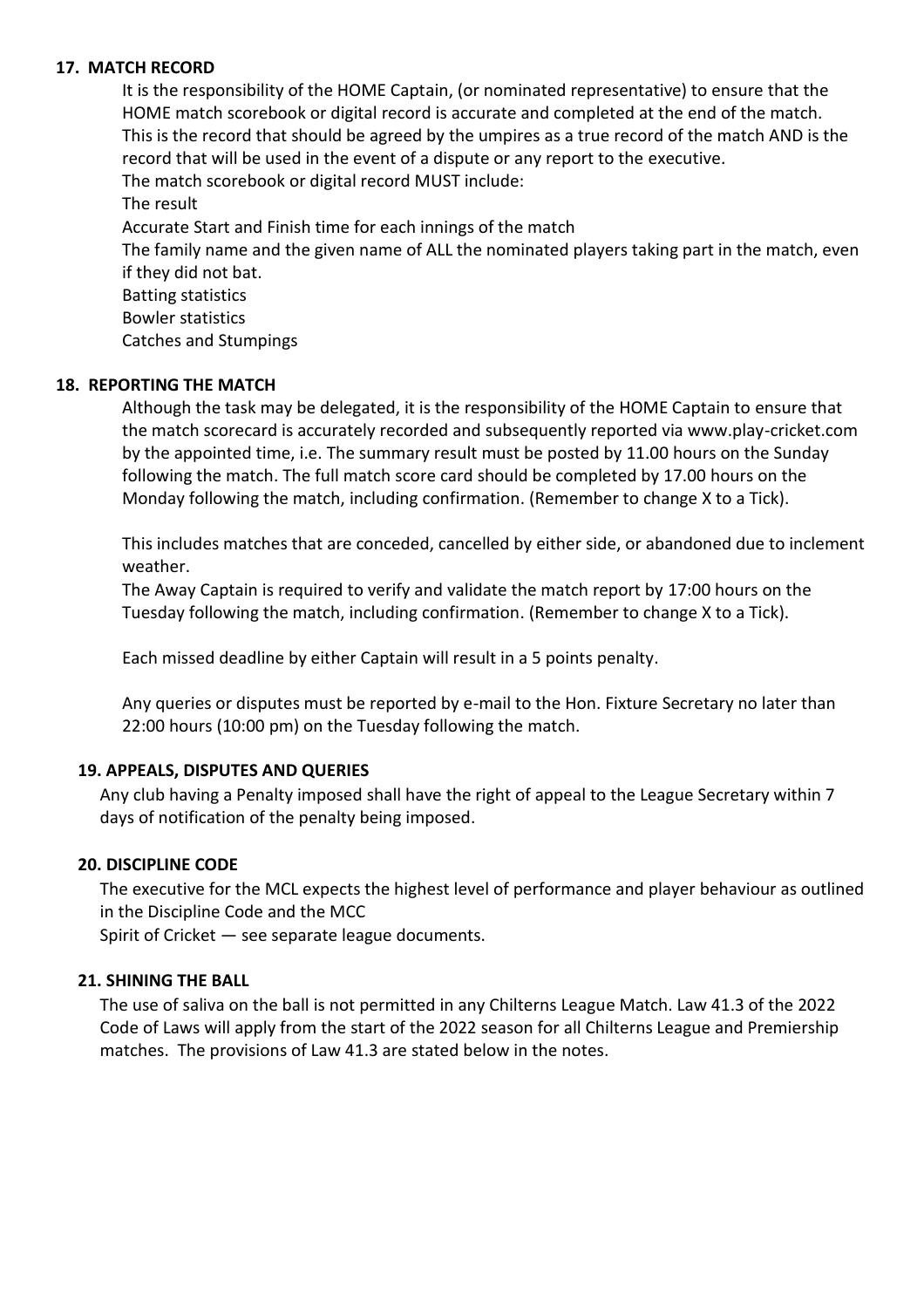### 17. MATCH RECORD

It is the responsibility of the HOME Captain, (or nominated representative) to ensure that the HOME match scorebook or digital record is accurate and completed at the end of the match. This is the record that should be agreed by the umpires as a true record of the match AND is the record that will be used in the event of a dispute or any report to the executive.

The match scorebook or digital record MUST include:

The result

Accurate Start and Finish time for each innings of the match

The family name and the given name of ALL the nominated players taking part in the match, even if they did not bat.

Batting statistics

Bowler statistics

Catches and Stumpings

### 18. REPORTING THE MATCH

Although the task may be delegated, it is the responsibility of the HOME Captain to ensure that the match scorecard is accurately recorded and subsequently reported via www.play-cricket.com by the appointed time, i.e. The summary result must be posted by 11.00 hours on the Sunday following the match. The full match score card should be completed by 17.00 hours on the Monday following the match, including confirmation. (Remember to change X to a Tick).

This includes matches that are conceded, cancelled by either side, or abandoned due to inclement weather.

The Away Captain is required to verify and validate the match report by 17:00 hours on the Tuesday following the match, including confirmation. (Remember to change X to a Tick).

Each missed deadline by either Captain will result in a 5 points penalty.

Any queries or disputes must be reported by e-mail to the Hon. Fixture Secretary no later than 22:00 hours (10:00 pm) on the Tuesday following the match.

### 19. APPEALS, DISPUTES AND QUERIES

Any club having a Penalty imposed shall have the right of appeal to the League Secretary within 7 days of notification of the penalty being imposed.

### 20. DISCIPLINE CODE

The executive for the MCL expects the highest level of performance and player behaviour as outlined in the Discipline Code and the MCC

Spirit of Cricket — see separate league documents.

### 21. SHINING THE BALL

The use of saliva on the ball is not permitted in any Chilterns League Match. Law 41.3 of the 2022 Code of Laws will apply from the start of the 2022 season for all Chilterns League and Premiership matches. The provisions of Law 41.3 are stated below in the notes.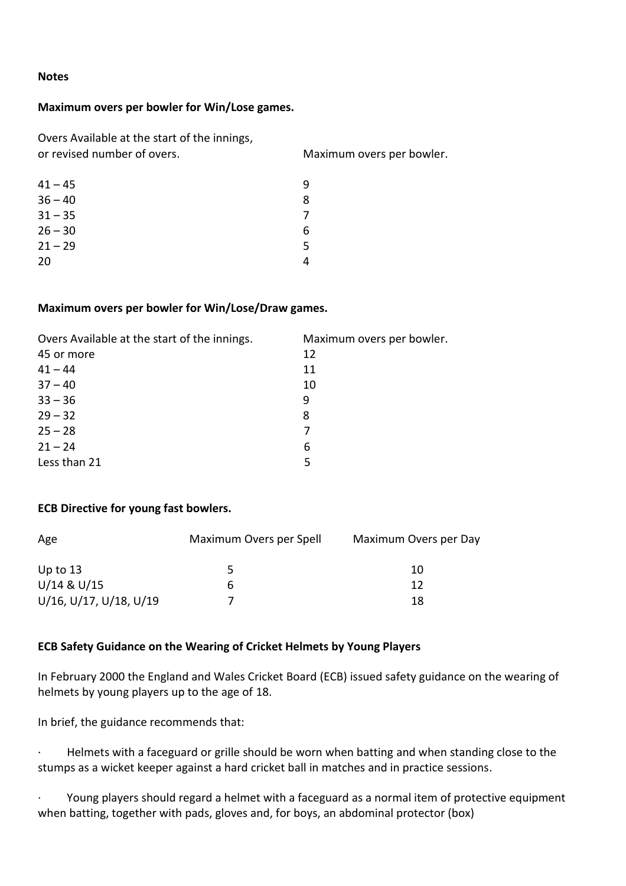**Notes**

**Maximum overs per bowler for Win/Lose games.**

| Overs Available at the start of the innings, or revised number of overs. | Maximum overs per bowler. |
|---|---|
| 41 – 45 | 9 |
| 36 – 40 | 8 |
| 31 – 35 | 7 |
| 26 – 30 | 6 |
| 21 – 29 | 5 |
| 20 | 4 |

**Maximum overs per bowler for Win/Lose/Draw games.**

| Overs Available at the start of the innings. | Maximum overs per bowler. |
|---|---|
| 45 or more | 12 |
| 41 – 44 | 11 |
| 37 – 40 | 10 |
| 33 – 36 | 9 |
| 29 – 32 | 8 |
| 25 – 28 | 7 |
| 21 – 24 | 6 |
| Less than 21 | 5 |

**ECB Directive for young fast bowlers.**

| Age | Maximum Overs per Spell | Maximum Overs per Day |
|---|---|---|
| Up to 13 | 5 | 10 |
| U/14 & U/15 | 6 | 12 |
| U/16, U/17, U/18, U/19 | 7 | 18 |

**ECB Safety Guidance on the Wearing of Cricket Helmets by Young Players**

In February 2000 the England and Wales Cricket Board (ECB) issued safety guidance on the wearing of helmets by young players up to the age of 18.

In brief, the guidance recommends that:

- Helmets with a faceguard or grille should be worn when batting and when standing close to the stumps as a wicket keeper against a hard cricket ball in matches and in practice sessions.

- Young players should regard a helmet with a faceguard as a normal item of protective equipment when batting, together with pads, gloves and, for boys, an abdominal protector (box)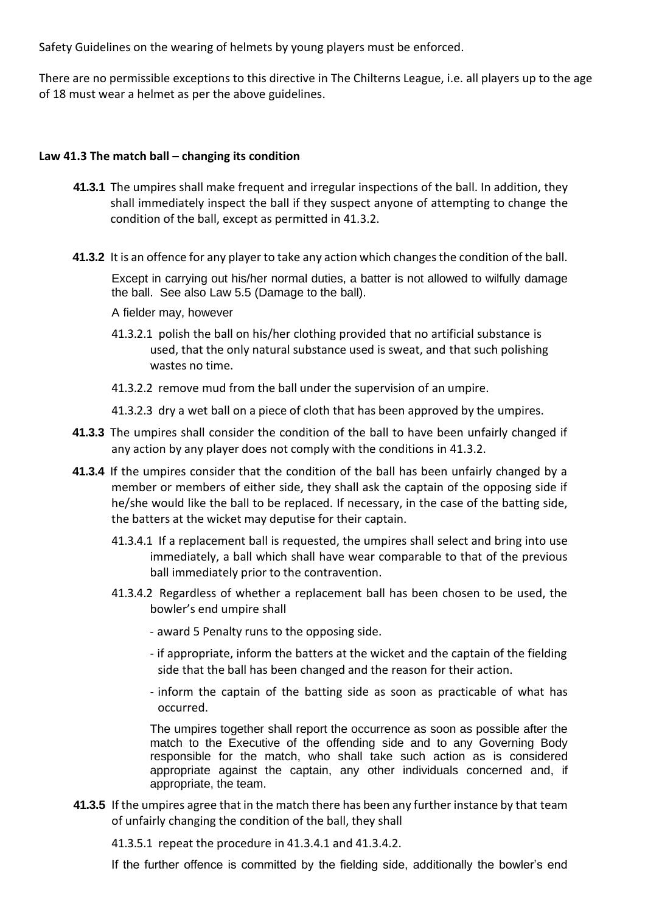Safety Guidelines on the wearing of helmets by young players must be enforced.

There are no permissible exceptions to this directive in The Chilterns League, i.e. all players up to the age of 18 must wear a helmet as per the above guidelines.

**Law 41.3 The match ball – changing its condition**

**41.3.1** The umpires shall make frequent and irregular inspections of the ball. In addition, they shall immediately inspect the ball if they suspect anyone of attempting to change the condition of the ball, except as permitted in 41.3.2.

**41.3.2** It is an offence for any player to take any action which changes the condition of the ball.

Except in carrying out his/her normal duties, a batter is not allowed to wilfully damage the ball. See also Law 5.5 (Damage to the ball).

A fielder may, however

41.3.2.1 polish the ball on his/her clothing provided that no artificial substance is used, that the only natural substance used is sweat, and that such polishing wastes no time.

41.3.2.2 remove mud from the ball under the supervision of an umpire.

41.3.2.3 dry a wet ball on a piece of cloth that has been approved by the umpires.

**41.3.3** The umpires shall consider the condition of the ball to have been unfairly changed if any action by any player does not comply with the conditions in 41.3.2.

**41.3.4** If the umpires consider that the condition of the ball has been unfairly changed by a member or members of either side, they shall ask the captain of the opposing side if he/she would like the ball to be replaced. If necessary, in the case of the batting side, the batters at the wicket may deputise for their captain.

41.3.4.1 If a replacement ball is requested, the umpires shall select and bring into use immediately, a ball which shall have wear comparable to that of the previous ball immediately prior to the contravention.

41.3.4.2 Regardless of whether a replacement ball has been chosen to be used, the bowler's end umpire shall

- award 5 Penalty runs to the opposing side.
- if appropriate, inform the batters at the wicket and the captain of the fielding side that the ball has been changed and the reason for their action.
- inform the captain of the batting side as soon as practicable of what has occurred.

The umpires together shall report the occurrence as soon as possible after the match to the Executive of the offending side and to any Governing Body responsible for the match, who shall take such action as is considered appropriate against the captain, any other individuals concerned and, if appropriate, the team.

**41.3.5** If the umpires agree that in the match there has been any further instance by that team of unfairly changing the condition of the ball, they shall

41.3.5.1 repeat the procedure in 41.3.4.1 and 41.3.4.2.

If the further offence is committed by the fielding side, additionally the bowler's end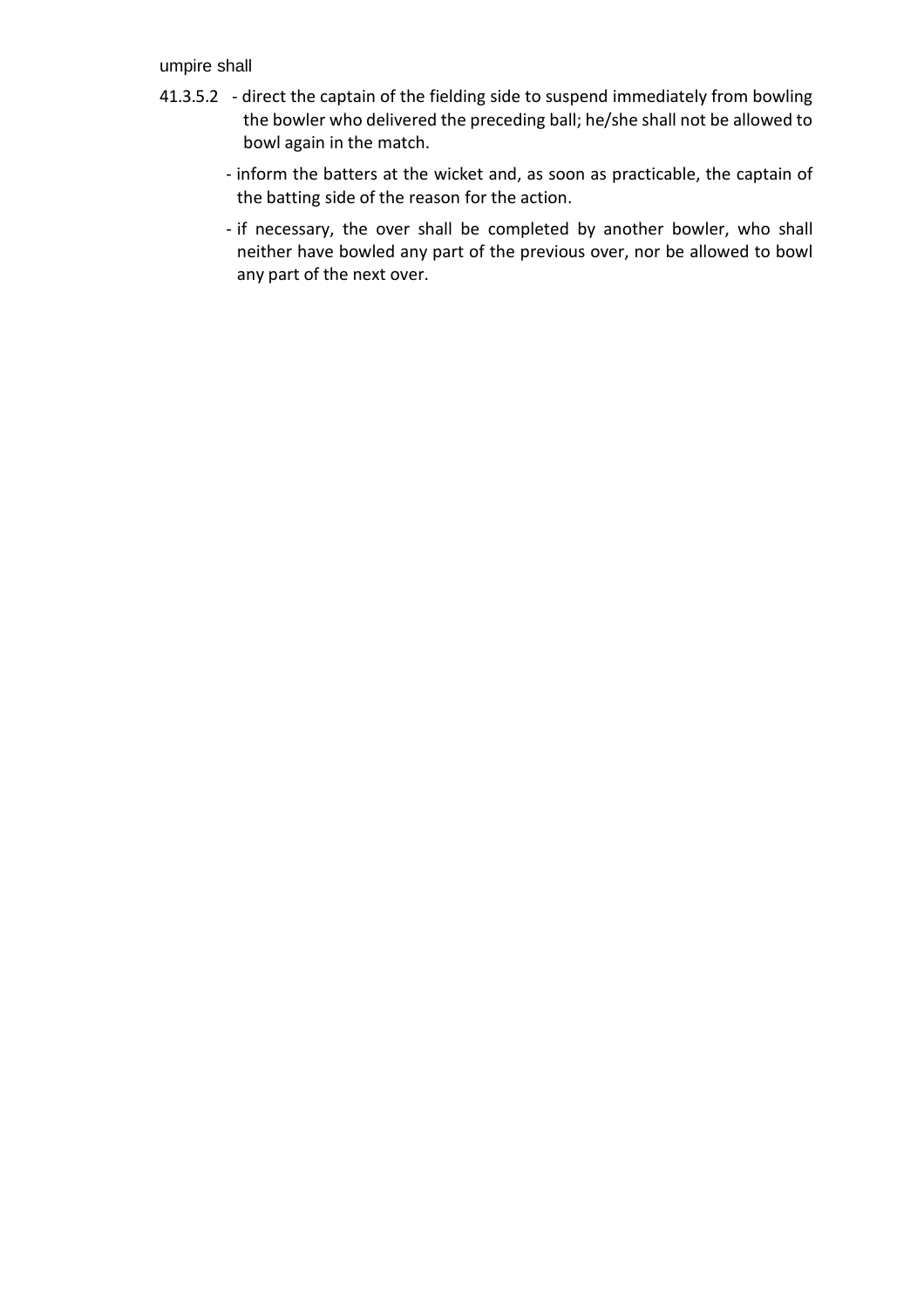umpire shall

41.3.5.2 - direct the captain of the fielding side to suspend immediately from bowling the bowler who delivered the preceding ball; he/she shall not be allowed to bowl again in the match.

- inform the batters at the wicket and, as soon as practicable, the captain of the batting side of the reason for the action.
- if necessary, the over shall be completed by another bowler, who shall neither have bowled any part of the previous over, nor be allowed to bowl any part of the next over.